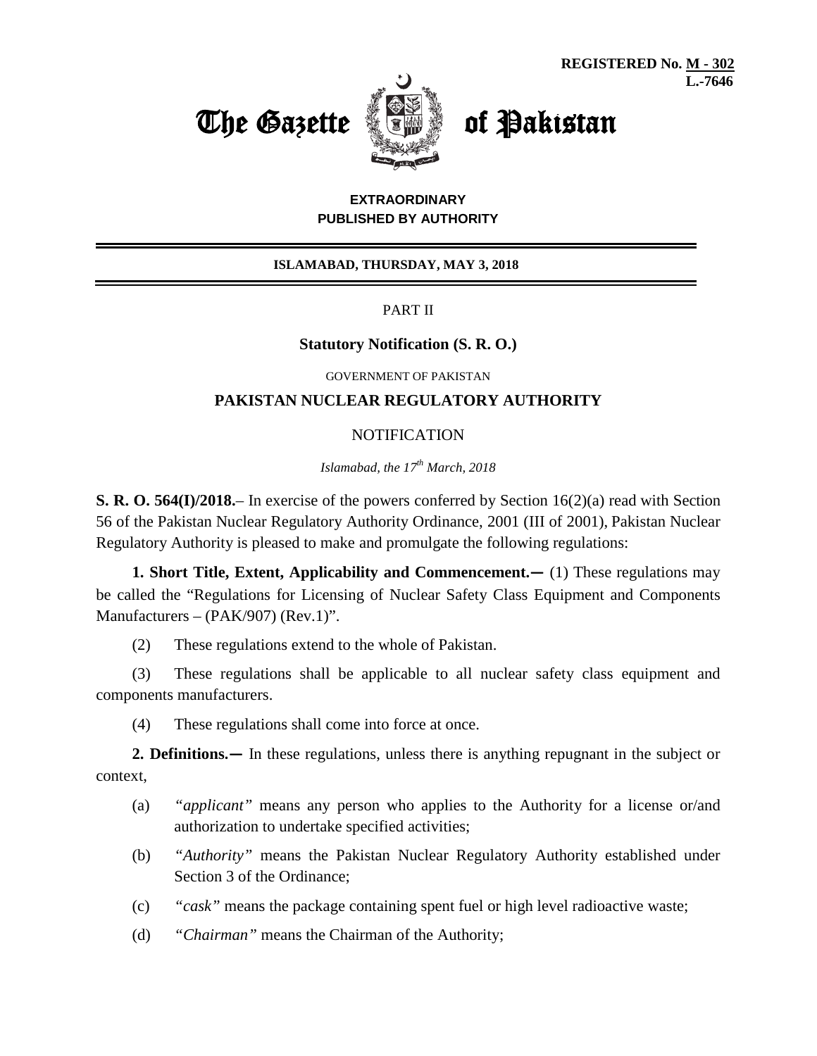**REGISTERED No. M - 302**
**L.-7646**

# The Gazette of Pakistan

**EXTRAORDINARY**
**PUBLISHED BY AUTHORITY**

**ISLAMABAD, THURSDAY, MAY 3, 2018**

PART II

**Statutory Notification (S. R. O.)**

GOVERNMENT OF PAKISTAN

## PAKISTAN NUCLEAR REGULATORY AUTHORITY

NOTIFICATION

*Islamabad, the 17th March, 2018*

**S. R. O. 564(I)/2018.**– In exercise of the powers conferred by Section 16(2)(a) read with Section 56 of the Pakistan Nuclear Regulatory Authority Ordinance, 2001 (III of 2001), Pakistan Nuclear Regulatory Authority is pleased to make and promulgate the following regulations:

**1. Short Title, Extent, Applicability and Commencement.—** (1) These regulations may be called the "Regulations for Licensing of Nuclear Safety Class Equipment and Components Manufacturers – (PAK/907) (Rev.1)".

(2) These regulations extend to the whole of Pakistan.

(3) These regulations shall be applicable to all nuclear safety class equipment and components manufacturers.

(4) These regulations shall come into force at once.

**2. Definitions.—** In these regulations, unless there is anything repugnant in the subject or context,

(a) *"applicant"* means any person who applies to the Authority for a license or/and authorization to undertake specified activities;

(b) *"Authority"* means the Pakistan Nuclear Regulatory Authority established under Section 3 of the Ordinance;

(c) *"cask"* means the package containing spent fuel or high level radioactive waste;

(d) *"Chairman"* means the Chairman of the Authority;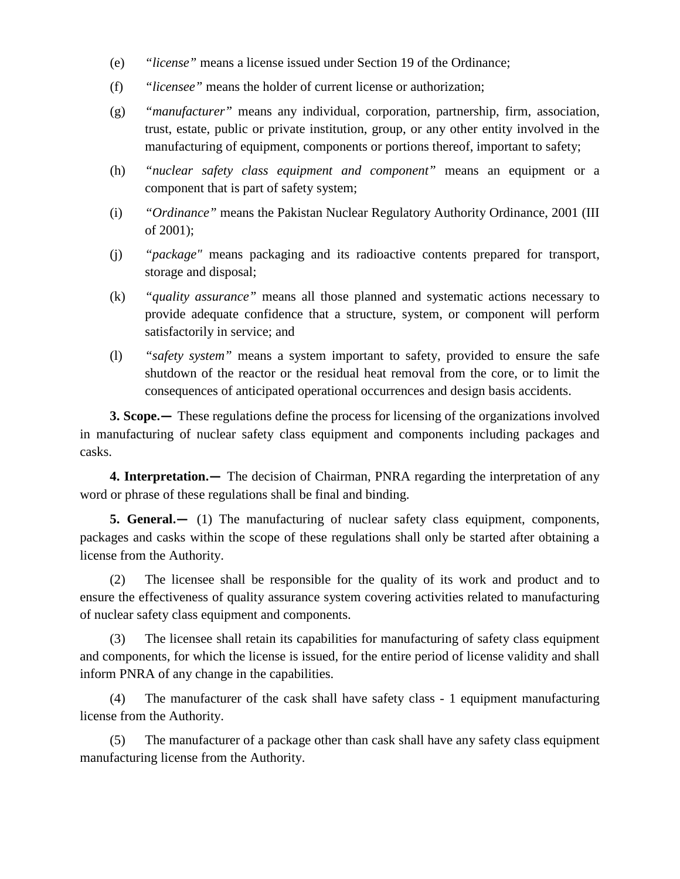(e) *"license"* means a license issued under Section 19 of the Ordinance;

(f) *"licensee"* means the holder of current license or authorization;

(g) *"manufacturer"* means any individual, corporation, partnership, firm, association, trust, estate, public or private institution, group, or any other entity involved in the manufacturing of equipment, components or portions thereof, important to safety;

(h) *"nuclear safety class equipment and component"* means an equipment or a component that is part of safety system;

(i) *"Ordinance"* means the Pakistan Nuclear Regulatory Authority Ordinance, 2001 (III of 2001);

(j) *"package"* means packaging and its radioactive contents prepared for transport, storage and disposal;

(k) *"quality assurance"* means all those planned and systematic actions necessary to provide adequate confidence that a structure, system, or component will perform satisfactorily in service; and

(l) *"safety system"* means a system important to safety, provided to ensure the safe shutdown of the reactor or the residual heat removal from the core, or to limit the consequences of anticipated operational occurrences and design basis accidents.

**3. Scope.—** These regulations define the process for licensing of the organizations involved in manufacturing of nuclear safety class equipment and components including packages and casks.

**4. Interpretation.—** The decision of Chairman, PNRA regarding the interpretation of any word or phrase of these regulations shall be final and binding.

**5. General.—** (1) The manufacturing of nuclear safety class equipment, components, packages and casks within the scope of these regulations shall only be started after obtaining a license from the Authority.

(2) The licensee shall be responsible for the quality of its work and product and to ensure the effectiveness of quality assurance system covering activities related to manufacturing of nuclear safety class equipment and components.

(3) The licensee shall retain its capabilities for manufacturing of safety class equipment and components, for which the license is issued, for the entire period of license validity and shall inform PNRA of any change in the capabilities.

(4) The manufacturer of the cask shall have safety class - 1 equipment manufacturing license from the Authority.

(5) The manufacturer of a package other than cask shall have any safety class equipment manufacturing license from the Authority.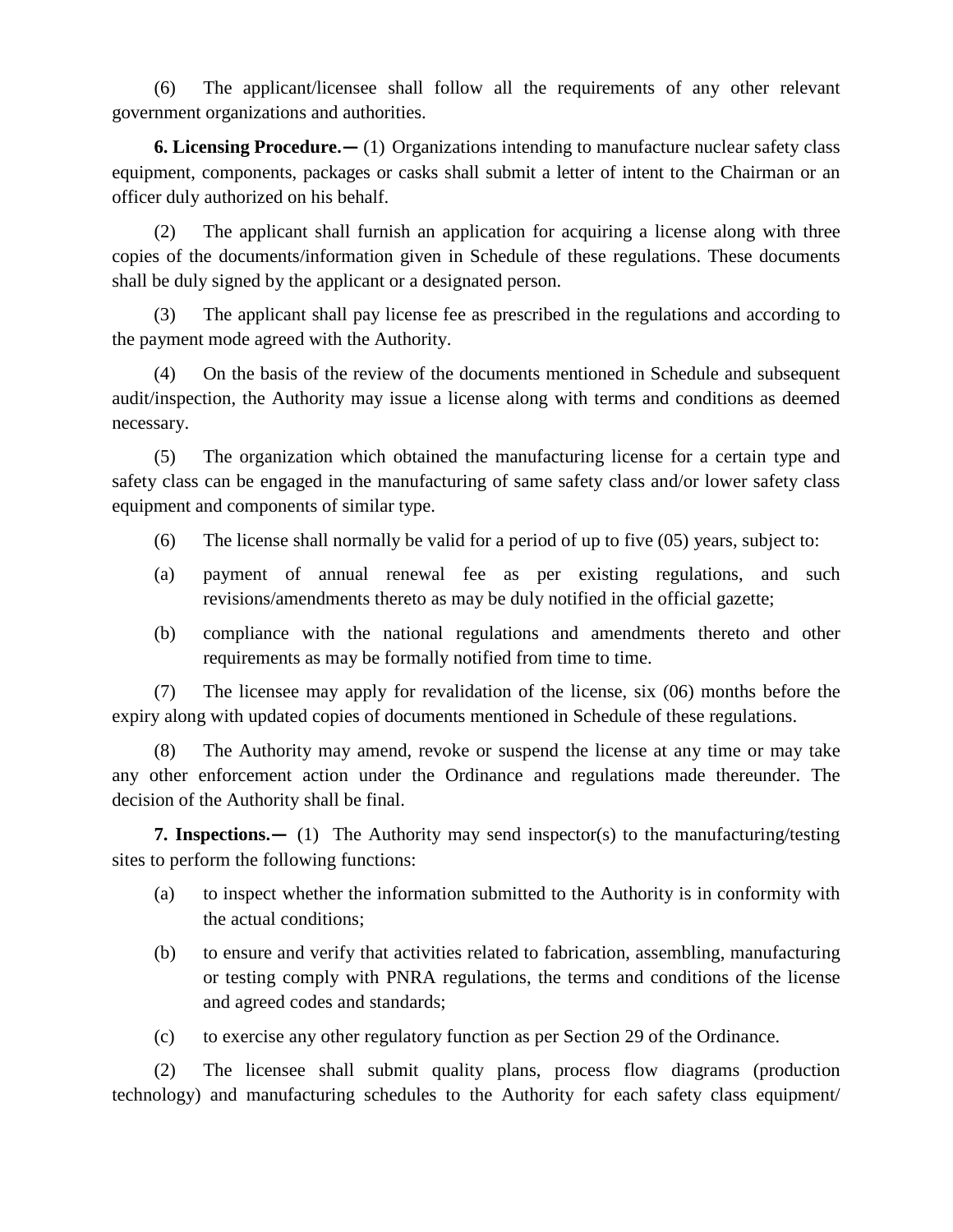(6) The applicant/licensee shall follow all the requirements of any other relevant government organizations and authorities.

**6. Licensing Procedure.—** (1) Organizations intending to manufacture nuclear safety class equipment, components, packages or casks shall submit a letter of intent to the Chairman or an officer duly authorized on his behalf.

(2) The applicant shall furnish an application for acquiring a license along with three copies of the documents/information given in Schedule of these regulations. These documents shall be duly signed by the applicant or a designated person.

(3) The applicant shall pay license fee as prescribed in the regulations and according to the payment mode agreed with the Authority.

(4) On the basis of the review of the documents mentioned in Schedule and subsequent audit/inspection, the Authority may issue a license along with terms and conditions as deemed necessary.

(5) The organization which obtained the manufacturing license for a certain type and safety class can be engaged in the manufacturing of same safety class and/or lower safety class equipment and components of similar type.

(6) The license shall normally be valid for a period of up to five (05) years, subject to:

(a) payment of annual renewal fee as per existing regulations, and such revisions/amendments thereto as may be duly notified in the official gazette;

(b) compliance with the national regulations and amendments thereto and other requirements as may be formally notified from time to time.

(7) The licensee may apply for revalidation of the license, six (06) months before the expiry along with updated copies of documents mentioned in Schedule of these regulations.

(8) The Authority may amend, revoke or suspend the license at any time or may take any other enforcement action under the Ordinance and regulations made thereunder. The decision of the Authority shall be final.

**7. Inspections.—** (1) The Authority may send inspector(s) to the manufacturing/testing sites to perform the following functions:

(a) to inspect whether the information submitted to the Authority is in conformity with the actual conditions;

(b) to ensure and verify that activities related to fabrication, assembling, manufacturing or testing comply with PNRA regulations, the terms and conditions of the license and agreed codes and standards;

(c) to exercise any other regulatory function as per Section 29 of the Ordinance.

(2) The licensee shall submit quality plans, process flow diagrams (production technology) and manufacturing schedules to the Authority for each safety class equipment/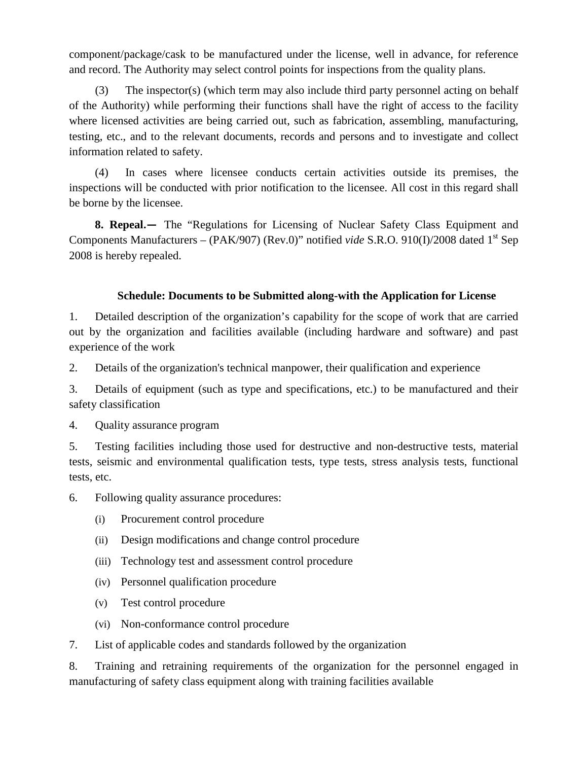component/package/cask to be manufactured under the license, well in advance, for reference and record. The Authority may select control points for inspections from the quality plans.

(3) The inspector(s) (which term may also include third party personnel acting on behalf of the Authority) while performing their functions shall have the right of access to the facility where licensed activities are being carried out, such as fabrication, assembling, manufacturing, testing, etc., and to the relevant documents, records and persons and to investigate and collect information related to safety.

(4) In cases where licensee conducts certain activities outside its premises, the inspections will be conducted with prior notification to the licensee. All cost in this regard shall be borne by the licensee.

**8. Repeal.—** The "Regulations for Licensing of Nuclear Safety Class Equipment and Components Manufacturers – (PAK/907) (Rev.0)" notified *vide* S.R.O. 910(I)/2008 dated 1st Sep 2008 is hereby repealed.

### Schedule: Documents to be Submitted along-with the Application for License

1. Detailed description of the organization's capability for the scope of work that are carried out by the organization and facilities available (including hardware and software) and past experience of the work

2. Details of the organization's technical manpower, their qualification and experience

3. Details of equipment (such as type and specifications, etc.) to be manufactured and their safety classification

4. Quality assurance program

5. Testing facilities including those used for destructive and non-destructive tests, material tests, seismic and environmental qualification tests, type tests, stress analysis tests, functional tests, etc.

6. Following quality assurance procedures:

   (i) Procurement control procedure

   (ii) Design modifications and change control procedure

   (iii) Technology test and assessment control procedure

   (iv) Personnel qualification procedure

   (v) Test control procedure

   (vi) Non-conformance control procedure

7. List of applicable codes and standards followed by the organization

8. Training and retraining requirements of the organization for the personnel engaged in manufacturing of safety class equipment along with training facilities available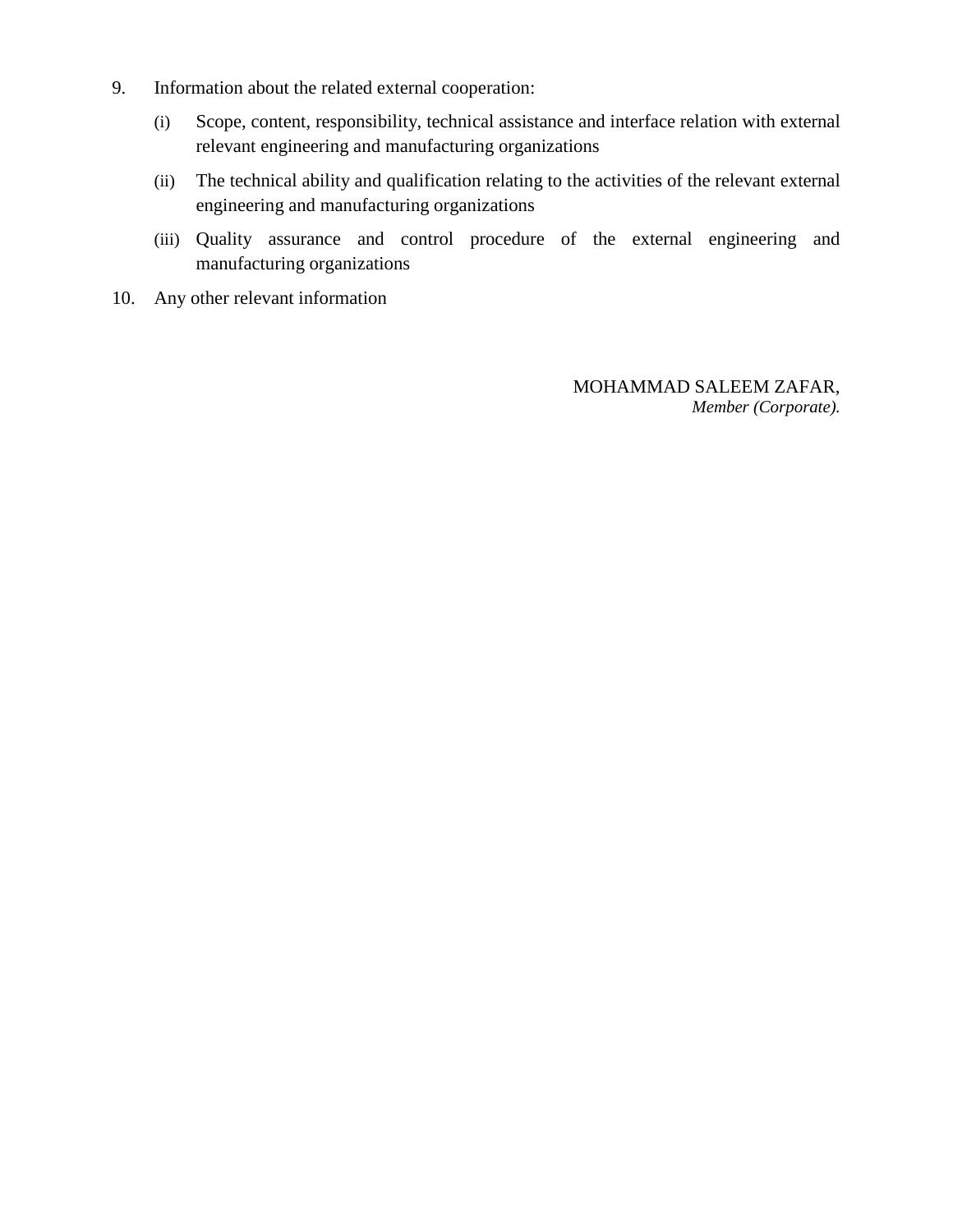9. Information about the related external cooperation:

   (i) Scope, content, responsibility, technical assistance and interface relation with external relevant engineering and manufacturing organizations

   (ii) The technical ability and qualification relating to the activities of the relevant external engineering and manufacturing organizations

   (iii) Quality assurance and control procedure of the external engineering and manufacturing organizations

10. Any other relevant information

MOHAMMAD SALEEM ZAFAR,
*Member (Corporate).*